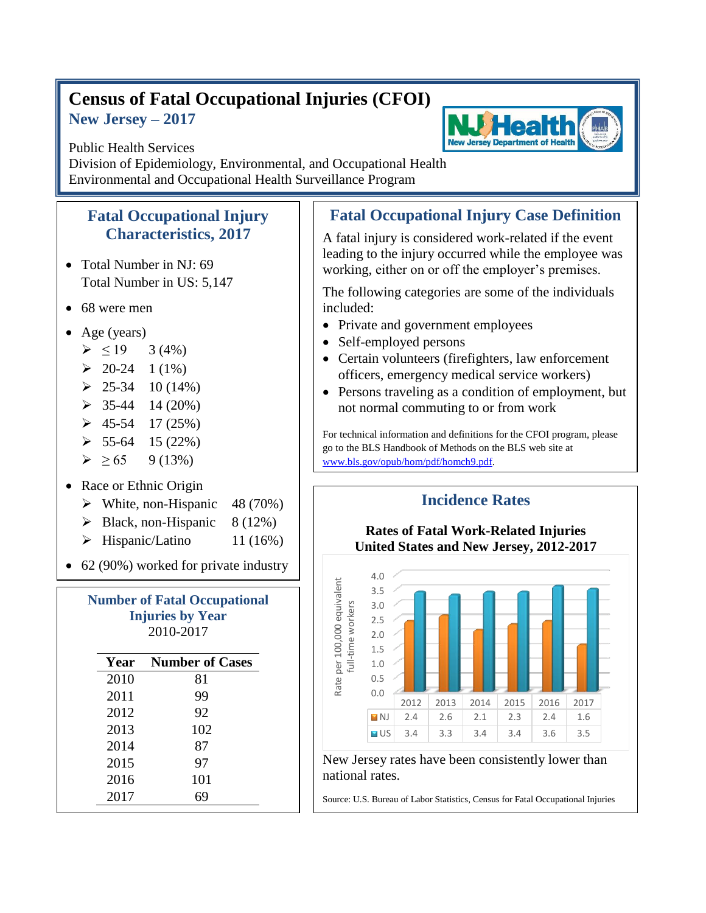# Census of Fatal Occupational Injuries (CFOI)

## New Jersey – 2017

Public Health Services
Division of Epidemiology, Environmental, and Occupational Health
Environmental and Occupational Health Surveillance Program

## Fatal Occupational Injury Characteristics, 2017

- Total Number in NJ: 69
  Total Number in US: 5,147
- 68 were men
- Age (years)
  - ≤ 19 3 (4%)
  - 20-24 1 (1%)
  - 25-34 10 (14%)
  - 35-44 14 (20%)
  - 45-54 17 (25%)
  - 55-64 15 (22%)
  - ≥ 65 9 (13%)
- Race or Ethnic Origin
  - White, non-Hispanic 48 (70%)
  - Black, non-Hispanic 8 (12%)
  - Hispanic/Latino 11 (16%)
- 62 (90%) worked for private industry

## Number of Fatal Occupational Injuries by Year

2010-2017

| Year | Number of Cases |
|---|---|
| 2010 | 81 |
| 2011 | 99 |
| 2012 | 92 |
| 2013 | 102 |
| 2014 | 87 |
| 2015 | 97 |
| 2016 | 101 |
| 2017 | 69 |

## Fatal Occupational Injury Case Definition

A fatal injury is considered work-related if the event leading to the injury occurred while the employee was working, either on or off the employer's premises.

The following categories are some of the individuals included:

- Private and government employees
- Self-employed persons
- Certain volunteers (firefighters, law enforcement officers, emergency medical service workers)
- Persons traveling as a condition of employment, but not normal commuting to or from work

For technical information and definitions for the CFOI program, please go to the BLS Handbook of Methods on the BLS web site at www.bls.gov/opub/hom/pdf/homch9.pdf.

## Incidence Rates

**Rates of Fatal Work-Related Injuries United States and New Jersey, 2012-2017**

Rate per 100,000 equivalent full-time workers

| | 2012 | 2013 | 2014 | 2015 | 2016 | 2017 |
|---|---|---|---|---|---|---|
| NJ | 2.4 | 2.6 | 2.1 | 2.3 | 2.4 | 1.6 |
| US | 3.4 | 3.3 | 3.4 | 3.4 | 3.6 | 3.5 |

New Jersey rates have been consistently lower than national rates.

Source: U.S. Bureau of Labor Statistics, Census for Fatal Occupational Injuries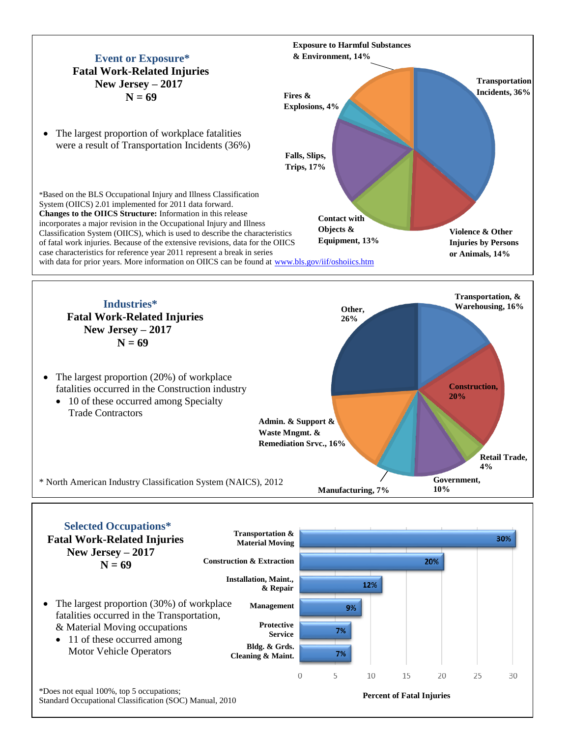## Event or Exposure*

**Fatal Work-Related Injuries**
**New Jersey – 2017**
**N = 69**

- The largest proportion of workplace fatalities were a result of Transportation Incidents (36%)

*Based on the BLS Occupational Injury and Illness Classification System (OIICS) 2.01 implemented for 2011 data forward.
**Changes to the OIICS Structure:** Information in this release incorporates a major revision in the Occupational Injury and Illness Classification System (OIICS), which is used to describe the characteristics of fatal work injuries. Because of the extensive revisions, data for the OIICS case characteristics for reference year 2011 represent a break in series with data for prior years. More information on OIICS can be found at www.bls.gov/iif/oshoiics.htm

Exposure to Harmful Substances & Environment, 14%
Transportation Incidents, 36%
Fires & Explosions, 4%
Falls, Slips, Trips, 17%
Contact with Objects & Equipment, 13%
Violence & Other Injuries by Persons or Animals, 14%

## Industries*

**Fatal Work-Related Injuries**
**New Jersey – 2017**
**N = 69**

- The largest proportion (20%) of workplace fatalities occurred in the Construction industry
  - 10 of these occurred among Specialty Trade Contractors

* North American Industry Classification System (NAICS), 2012

Other, 26%
Transportation, & Warehousing, 16%
Construction, 20%
Retail Trade, 4%
Government, 10%
Manufacturing, 7%
Admin. & Support & Waste Mngmt. & Remediation Srvc., 16%

## Selected Occupations*

**Fatal Work-Related Injuries**
**New Jersey – 2017**
**N = 69**

- The largest proportion (30%) of workplace fatalities occurred in the Transportation, & Material Moving occupations
  - 11 of these occurred among Motor Vehicle Operators

*Does not equal 100%, top 5 occupations;
Standard Occupational Classification (SOC) Manual, 2010

Transportation & Material Moving 30%
Construction & Extraction 20%
Installation, Maint., & Repair 12%
Management 9%
Protective Service 7%
Bldg. & Grds. Cleaning & Maint. 7%

0 5 10 15 20 25 30
Percent of Fatal Injuries